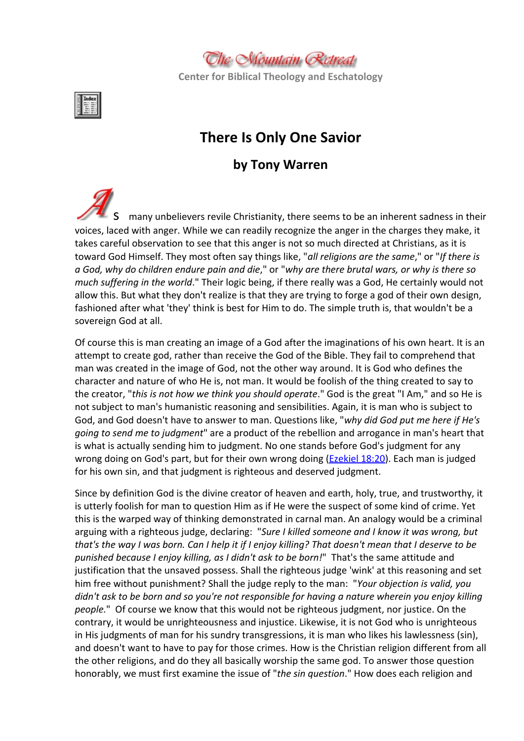The Mountain Retreat

Center for Biblical Theology and Eschatology

# There Is Only One Savior

## by Tony Warren

As many unbelievers revile Christianity, there seems to be an inherent sadness in their voices, laced with anger. While we can readily recognize the anger in the charges they make, it takes careful observation to see that this anger is not so much directed at Christians, as it is toward God Himself. They most often say things like, "*all religions are the same*," or "*If there is a God, why do children endure pain and die*," or "*why are there brutal wars, or why is there so much suffering in the world*." Their logic being, if there really was a God, He certainly would not allow this. But what they don't realize is that they are trying to forge a god of their own design, fashioned after what 'they' think is best for Him to do. The simple truth is, that wouldn't be a sovereign God at all.

Of course this is man creating an image of a God after the imaginations of his own heart. It is an attempt to create god, rather than receive the God of the Bible. They fail to comprehend that man was created in the image of God, not the other way around. It is God who defines the character and nature of who He is, not man. It would be foolish of the thing created to say to the creator, "*this is not how we think you should operate*." God is the great "I Am," and so He is not subject to man's humanistic reasoning and sensibilities. Again, it is man who is subject to God, and God doesn't have to answer to man. Questions like, "*why did God put me here if He's going to send me to judgment*" are a product of the rebellion and arrogance in man's heart that is what is actually sending him to judgment. No one stands before God's judgment for any wrong doing on God's part, but for their own wrong doing (Ezekiel 18:20). Each man is judged for his own sin, and that judgment is righteous and deserved judgment.

Since by definition God is the divine creator of heaven and earth, holy, true, and trustworthy, it is utterly foolish for man to question Him as if He were the suspect of some kind of crime. Yet this is the warped way of thinking demonstrated in carnal man. An analogy would be a criminal arguing with a righteous judge, declaring: "*Sure I killed someone and I know it was wrong, but that's the way I was born. Can I help it if I enjoy killing? That doesn't mean that I deserve to be punished because I enjoy killing, as I didn't ask to be born!*" That's the same attitude and justification that the unsaved possess. Shall the righteous judge 'wink' at this reasoning and set him free without punishment? Shall the judge reply to the man: "*Your objection is valid, you didn't ask to be born and so you're not responsible for having a nature wherein you enjoy killing people.*" Of course we know that this would not be righteous judgment, nor justice. On the contrary, it would be unrighteousness and injustice. Likewise, it is not God who is unrighteous in His judgments of man for his sundry transgressions, it is man who likes his lawlessness (sin), and doesn't want to have to pay for those crimes. How is the Christian religion different from all the other religions, and do they all basically worship the same god. To answer those question honorably, we must first examine the issue of "*the sin question*." How does each religion and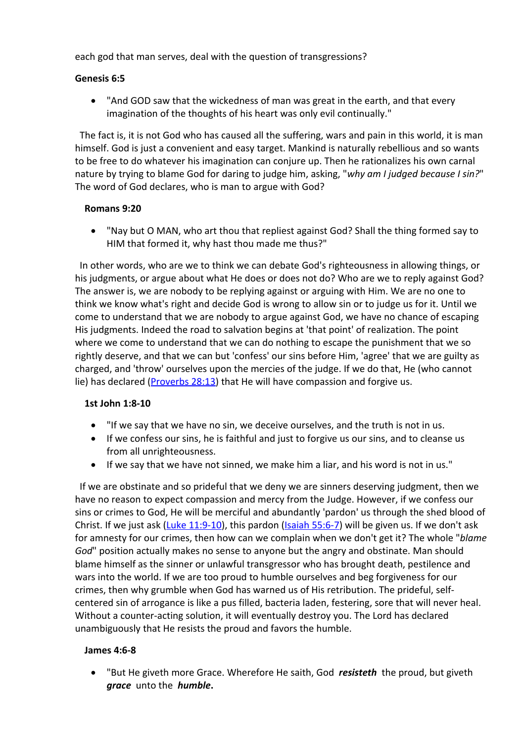each god that man serves, deal with the question of transgressions?

**Genesis 6:5**

- "And GOD saw that the wickedness of man was great in the earth, and that every imagination of the thoughts of his heart was only evil continually."

The fact is, it is not God who has caused all the suffering, wars and pain in this world, it is man himself. God is just a convenient and easy target. Mankind is naturally rebellious and so wants to be free to do whatever his imagination can conjure up. Then he rationalizes his own carnal nature by trying to blame God for daring to judge him, asking, "*why am I judged because I sin?*" The word of God declares, who is man to argue with God?

**Romans 9:20**

- "Nay but O MAN, who art thou that repliest against God? Shall the thing formed say to HIM that formed it, why hast thou made me thus?"

In other words, who are we to think we can debate God's righteousness in allowing things, or his judgments, or argue about what He does or does not do? Who are we to reply against God? The answer is, we are nobody to be replying against or arguing with Him. We are no one to think we know what's right and decide God is wrong to allow sin or to judge us for it. Until we come to understand that we are nobody to argue against God, we have no chance of escaping His judgments. Indeed the road to salvation begins at 'that point' of realization. The point where we come to understand that we can do nothing to escape the punishment that we so rightly deserve, and that we can but 'confess' our sins before Him, 'agree' that we are guilty as charged, and 'throw' ourselves upon the mercies of the judge. If we do that, He (who cannot lie) has declared (Proverbs 28:13) that He will have compassion and forgive us.

**1st John 1:8-10**

- "If we say that we have no sin, we deceive ourselves, and the truth is not in us.
- If we confess our sins, he is faithful and just to forgive us our sins, and to cleanse us from all unrighteousness.
- If we say that we have not sinned, we make him a liar, and his word is not in us."

If we are obstinate and so prideful that we deny we are sinners deserving judgment, then we have no reason to expect compassion and mercy from the Judge. However, if we confess our sins or crimes to God, He will be merciful and abundantly 'pardon' us through the shed blood of Christ. If we just ask (Luke 11:9-10), this pardon (Isaiah 55:6-7) will be given us. If we don't ask for amnesty for our crimes, then how can we complain when we don't get it? The whole "*blame God*" position actually makes no sense to anyone but the angry and obstinate. Man should blame himself as the sinner or unlawful transgressor who has brought death, pestilence and wars into the world. If we are too proud to humble ourselves and beg forgiveness for our crimes, then why grumble when God has warned us of His retribution. The prideful, self-centered sin of arrogance is like a pus filled, bacteria laden, festering, sore that will never heal. Without a counter-acting solution, it will eventually destroy you. The Lord has declared unambiguously that He resists the proud and favors the humble.

**James 4:6-8**

- "But He giveth more Grace. Wherefore He saith, God ***resisteth*** the proud, but giveth ***grace*** unto the ***humble*.**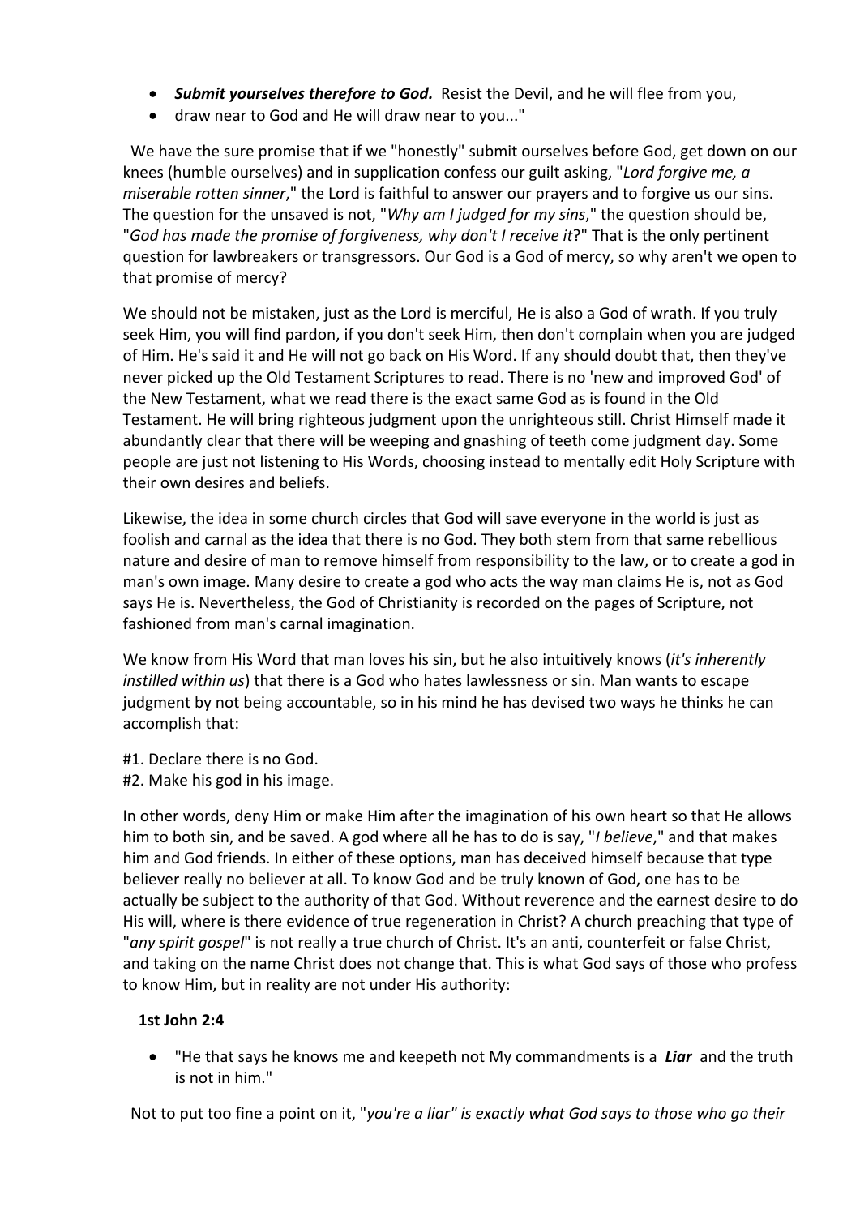- ***Submit yourselves therefore to God.*** Resist the Devil, and he will flee from you,
- draw near to God and He will draw near to you..."

We have the sure promise that if we "honestly" submit ourselves before God, get down on our knees (humble ourselves) and in supplication confess our guilt asking, "*Lord forgive me, a miserable rotten sinner*," the Lord is faithful to answer our prayers and to forgive us our sins. The question for the unsaved is not, "*Why am I judged for my sins*," the question should be, "*God has made the promise of forgiveness, why don't I receive it*?" That is the only pertinent question for lawbreakers or transgressors. Our God is a God of mercy, so why aren't we open to that promise of mercy?

We should not be mistaken, just as the Lord is merciful, He is also a God of wrath. If you truly seek Him, you will find pardon, if you don't seek Him, then don't complain when you are judged of Him. He's said it and He will not go back on His Word. If any should doubt that, then they've never picked up the Old Testament Scriptures to read. There is no 'new and improved God' of the New Testament, what we read there is the exact same God as is found in the Old Testament. He will bring righteous judgment upon the unrighteous still. Christ Himself made it abundantly clear that there will be weeping and gnashing of teeth come judgment day. Some people are just not listening to His Words, choosing instead to mentally edit Holy Scripture with their own desires and beliefs.

Likewise, the idea in some church circles that God will save everyone in the world is just as foolish and carnal as the idea that there is no God. They both stem from that same rebellious nature and desire of man to remove himself from responsibility to the law, or to create a god in man's own image. Many desire to create a god who acts the way man claims He is, not as God says He is. Nevertheless, the God of Christianity is recorded on the pages of Scripture, not fashioned from man's carnal imagination.

We know from His Word that man loves his sin, but he also intuitively knows (*it's inherently instilled within us*) that there is a God who hates lawlessness or sin. Man wants to escape judgment by not being accountable, so in his mind he has devised two ways he thinks he can accomplish that:

#1. Declare there is no God.
#2. Make his god in his image.

In other words, deny Him or make Him after the imagination of his own heart so that He allows him to both sin, and be saved. A god where all he has to do is say, "*I believe*," and that makes him and God friends. In either of these options, man has deceived himself because that type believer really no believer at all. To know God and be truly known of God, one has to be actually be subject to the authority of that God. Without reverence and the earnest desire to do His will, where is there evidence of true regeneration in Christ? A church preaching that type of "*any spirit gospel*" is not really a true church of Christ. It's an anti, counterfeit or false Christ, and taking on the name Christ does not change that. This is what God says of those who profess to know Him, but in reality are not under His authority:

**1st John 2:4**

- "He that says he knows me and keepeth not My commandments is a ***Liar*** and the truth is not in him."

Not to put too fine a point on it, "*you're a liar" is exactly what God says to those who go their*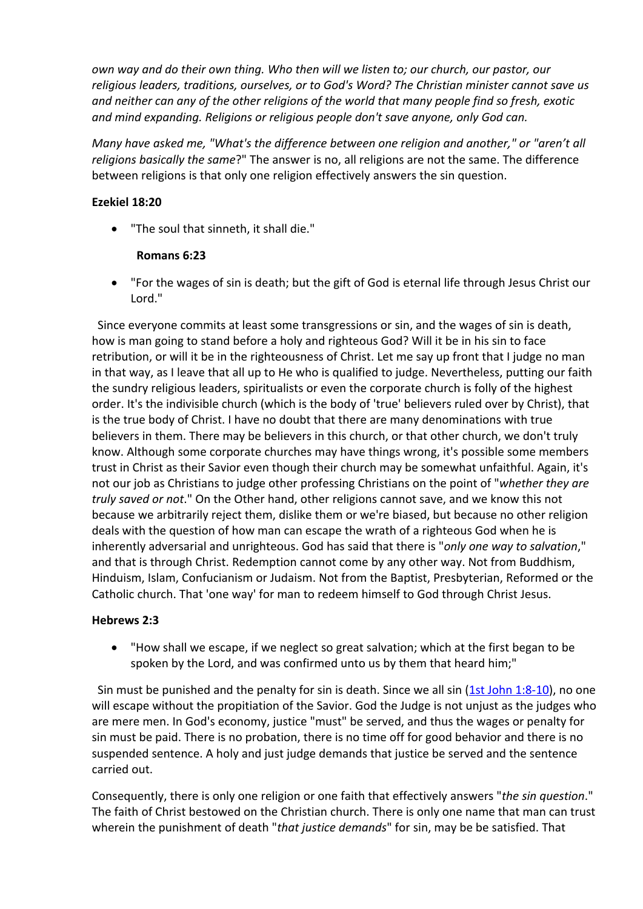*own way and do their own thing. Who then will we listen to; our church, our pastor, our religious leaders, traditions, ourselves, or to God's Word? The Christian minister cannot save us and neither can any of the other religions of the world that many people find so fresh, exotic and mind expanding. Religions or religious people don't save anyone, only God can.*

*Many have asked me, "What's the difference between one religion and another," or "aren't all religions basically the same*?" The answer is no, all religions are not the same. The difference between religions is that only one religion effectively answers the sin question.

**Ezekiel 18:20**

- "The soul that sinneth, it shall die."

**Romans 6:23**

- "For the wages of sin is death; but the gift of God is eternal life through Jesus Christ our Lord."

Since everyone commits at least some transgressions or sin, and the wages of sin is death, how is man going to stand before a holy and righteous God? Will it be in his sin to face retribution, or will it be in the righteousness of Christ. Let me say up front that I judge no man in that way, as I leave that all up to He who is qualified to judge. Nevertheless, putting our faith the sundry religious leaders, spiritualists or even the corporate church is folly of the highest order. It's the indivisible church (which is the body of 'true' believers ruled over by Christ), that is the true body of Christ. I have no doubt that there are many denominations with true believers in them. There may be believers in this church, or that other church, we don't truly know. Although some corporate churches may have things wrong, it's possible some members trust in Christ as their Savior even though their church may be somewhat unfaithful. Again, it's not our job as Christians to judge other professing Christians on the point of "*whether they are truly saved or not*." On the Other hand, other religions cannot save, and we know this not because we arbitrarily reject them, dislike them or we're biased, but because no other religion deals with the question of how man can escape the wrath of a righteous God when he is inherently adversarial and unrighteous. God has said that there is "*only one way to salvation*," and that is through Christ. Redemption cannot come by any other way. Not from Buddhism, Hinduism, Islam, Confucianism or Judaism. Not from the Baptist, Presbyterian, Reformed or the Catholic church. That 'one way' for man to redeem himself to God through Christ Jesus.

**Hebrews 2:3**

- "How shall we escape, if we neglect so great salvation; which at the first began to be spoken by the Lord, and was confirmed unto us by them that heard him;"

Sin must be punished and the penalty for sin is death. Since we all sin (1st John 1:8-10), no one will escape without the propitiation of the Savior. God the Judge is not unjust as the judges who are mere men. In God's economy, justice "must" be served, and thus the wages or penalty for sin must be paid. There is no probation, there is no time off for good behavior and there is no suspended sentence. A holy and just judge demands that justice be served and the sentence carried out.

Consequently, there is only one religion or one faith that effectively answers "*the sin question*." The faith of Christ bestowed on the Christian church. There is only one name that man can trust wherein the punishment of death "*that justice demands*" for sin, may be be satisfied. That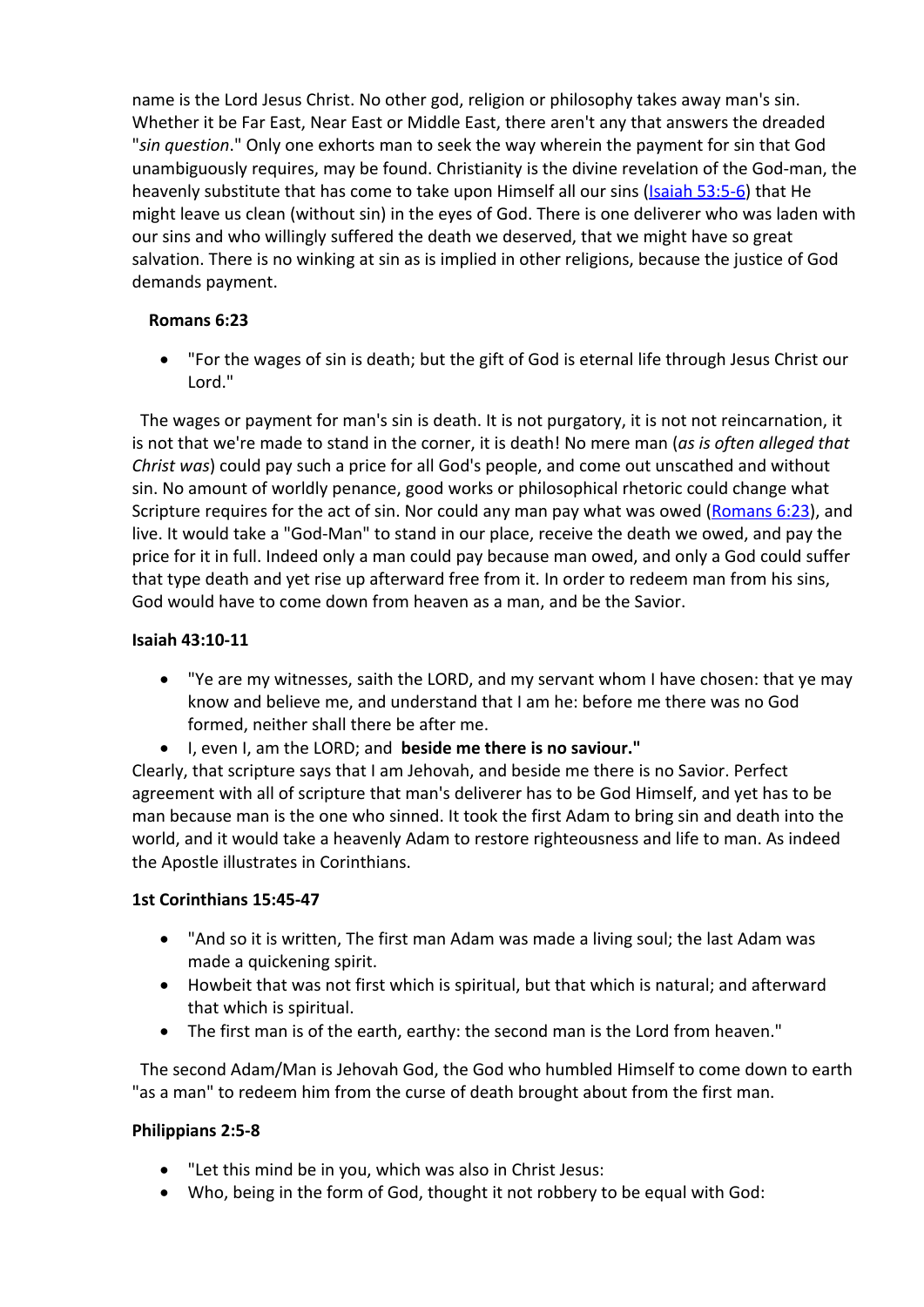name is the Lord Jesus Christ. No other god, religion or philosophy takes away man's sin. Whether it be Far East, Near East or Middle East, there aren't any that answers the dreaded "*sin question*." Only one exhorts man to seek the way wherein the payment for sin that God unambiguously requires, may be found. Christianity is the divine revelation of the God-man, the heavenly substitute that has come to take upon Himself all our sins (Isaiah 53:5-6) that He might leave us clean (without sin) in the eyes of God. There is one deliverer who was laden with our sins and who willingly suffered the death we deserved, that we might have so great salvation. There is no winking at sin as is implied in other religions, because the justice of God demands payment.

**Romans 6:23**

- "For the wages of sin is death; but the gift of God is eternal life through Jesus Christ our Lord."

The wages or payment for man's sin is death. It is not purgatory, it is not not reincarnation, it is not that we're made to stand in the corner, it is death! No mere man (*as is often alleged that Christ was*) could pay such a price for all God's people, and come out unscathed and without sin. No amount of worldly penance, good works or philosophical rhetoric could change what Scripture requires for the act of sin. Nor could any man pay what was owed (Romans 6:23), and live. It would take a "God-Man" to stand in our place, receive the death we owed, and pay the price for it in full. Indeed only a man could pay because man owed, and only a God could suffer that type death and yet rise up afterward free from it. In order to redeem man from his sins, God would have to come down from heaven as a man, and be the Savior.

**Isaiah 43:10-11**

- "Ye are my witnesses, saith the LORD, and my servant whom I have chosen: that ye may know and believe me, and understand that I am he: before me there was no God formed, neither shall there be after me.
- I, even I, am the LORD; and **beside me there is no saviour."**

Clearly, that scripture says that I am Jehovah, and beside me there is no Savior. Perfect agreement with all of scripture that man's deliverer has to be God Himself, and yet has to be man because man is the one who sinned. It took the first Adam to bring sin and death into the world, and it would take a heavenly Adam to restore righteousness and life to man. As indeed the Apostle illustrates in Corinthians.

**1st Corinthians 15:45-47**

- "And so it is written, The first man Adam was made a living soul; the last Adam was made a quickening spirit.
- Howbeit that was not first which is spiritual, but that which is natural; and afterward that which is spiritual.
- The first man is of the earth, earthy: the second man is the Lord from heaven."

The second Adam/Man is Jehovah God, the God who humbled Himself to come down to earth "as a man" to redeem him from the curse of death brought about from the first man.

**Philippians 2:5-8**

- "Let this mind be in you, which was also in Christ Jesus:
- Who, being in the form of God, thought it not robbery to be equal with God: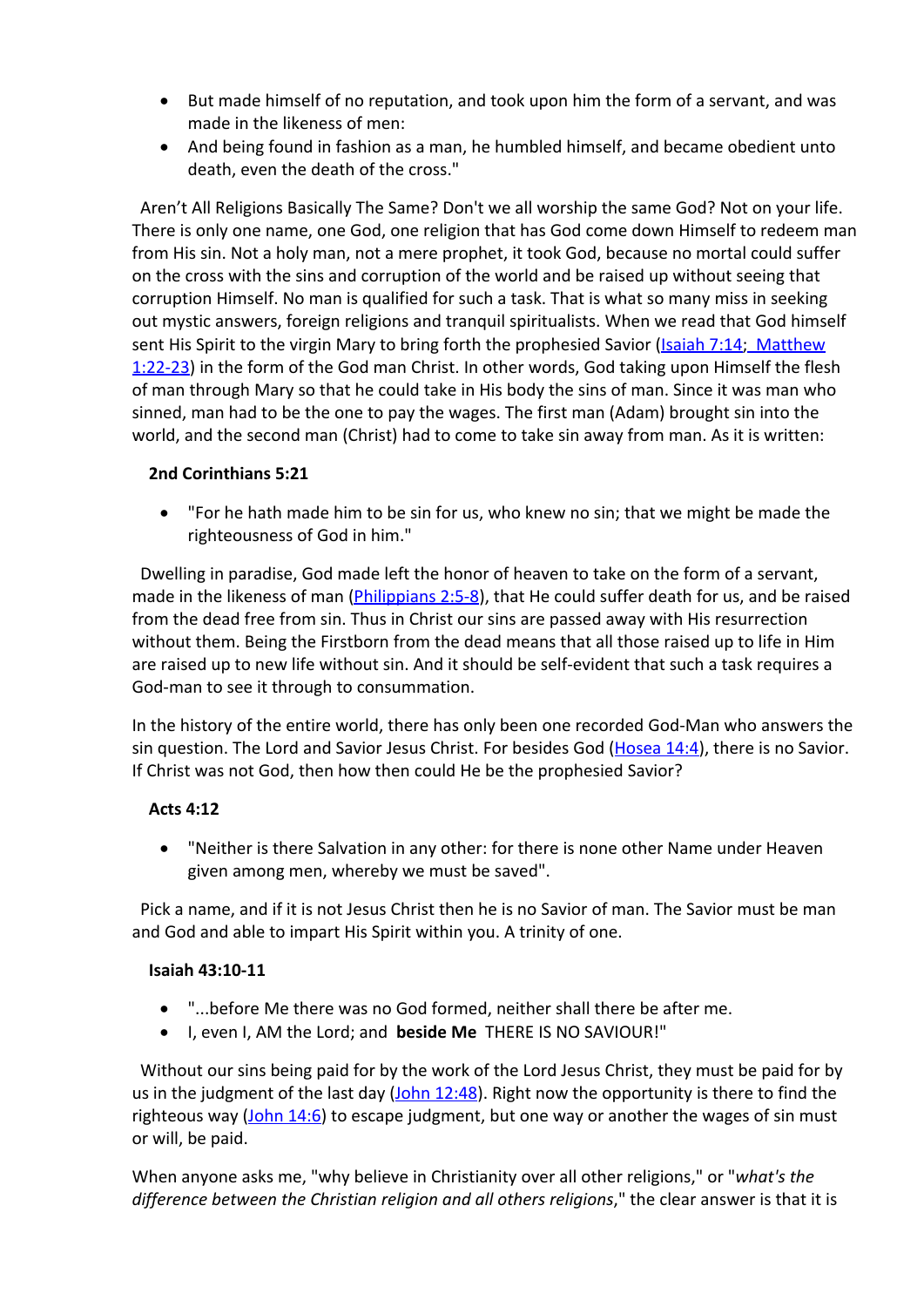- But made himself of no reputation, and took upon him the form of a servant, and was made in the likeness of men:
- And being found in fashion as a man, he humbled himself, and became obedient unto death, even the death of the cross."

Aren't All Religions Basically The Same? Don't we all worship the same God? Not on your life. There is only one name, one God, one religion that has God come down Himself to redeem man from His sin. Not a holy man, not a mere prophet, it took God, because no mortal could suffer on the cross with the sins and corruption of the world and be raised up without seeing that corruption Himself. No man is qualified for such a task. That is what so many miss in seeking out mystic answers, foreign religions and tranquil spiritualists. When we read that God himself sent His Spirit to the virgin Mary to bring forth the prophesied Savior (Isaiah 7:14; Matthew 1:22-23) in the form of the God man Christ. In other words, God taking upon Himself the flesh of man through Mary so that he could take in His body the sins of man. Since it was man who sinned, man had to be the one to pay the wages. The first man (Adam) brought sin into the world, and the second man (Christ) had to come to take sin away from man. As it is written:

**2nd Corinthians 5:21**

- "For he hath made him to be sin for us, who knew no sin; that we might be made the righteousness of God in him."

Dwelling in paradise, God made left the honor of heaven to take on the form of a servant, made in the likeness of man (Philippians 2:5-8), that He could suffer death for us, and be raised from the dead free from sin. Thus in Christ our sins are passed away with His resurrection without them. Being the Firstborn from the dead means that all those raised up to life in Him are raised up to new life without sin. And it should be self-evident that such a task requires a God-man to see it through to consummation.

In the history of the entire world, there has only been one recorded God-Man who answers the sin question. The Lord and Savior Jesus Christ. For besides God (Hosea 14:4), there is no Savior. If Christ was not God, then how then could He be the prophesied Savior?

**Acts 4:12**

- "Neither is there Salvation in any other: for there is none other Name under Heaven given among men, whereby we must be saved".

Pick a name, and if it is not Jesus Christ then he is no Savior of man. The Savior must be man and God and able to impart His Spirit within you. A trinity of one.

**Isaiah 43:10-11**

- "...before Me there was no God formed, neither shall there be after me.
- I, even I, AM the Lord; and **beside Me** THERE IS NO SAVIOUR!"

Without our sins being paid for by the work of the Lord Jesus Christ, they must be paid for by us in the judgment of the last day (John 12:48). Right now the opportunity is there to find the righteous way (John 14:6) to escape judgment, but one way or another the wages of sin must or will, be paid.

When anyone asks me, "why believe in Christianity over all other religions," or "*what's the difference between the Christian religion and all others religions*," the clear answer is that it is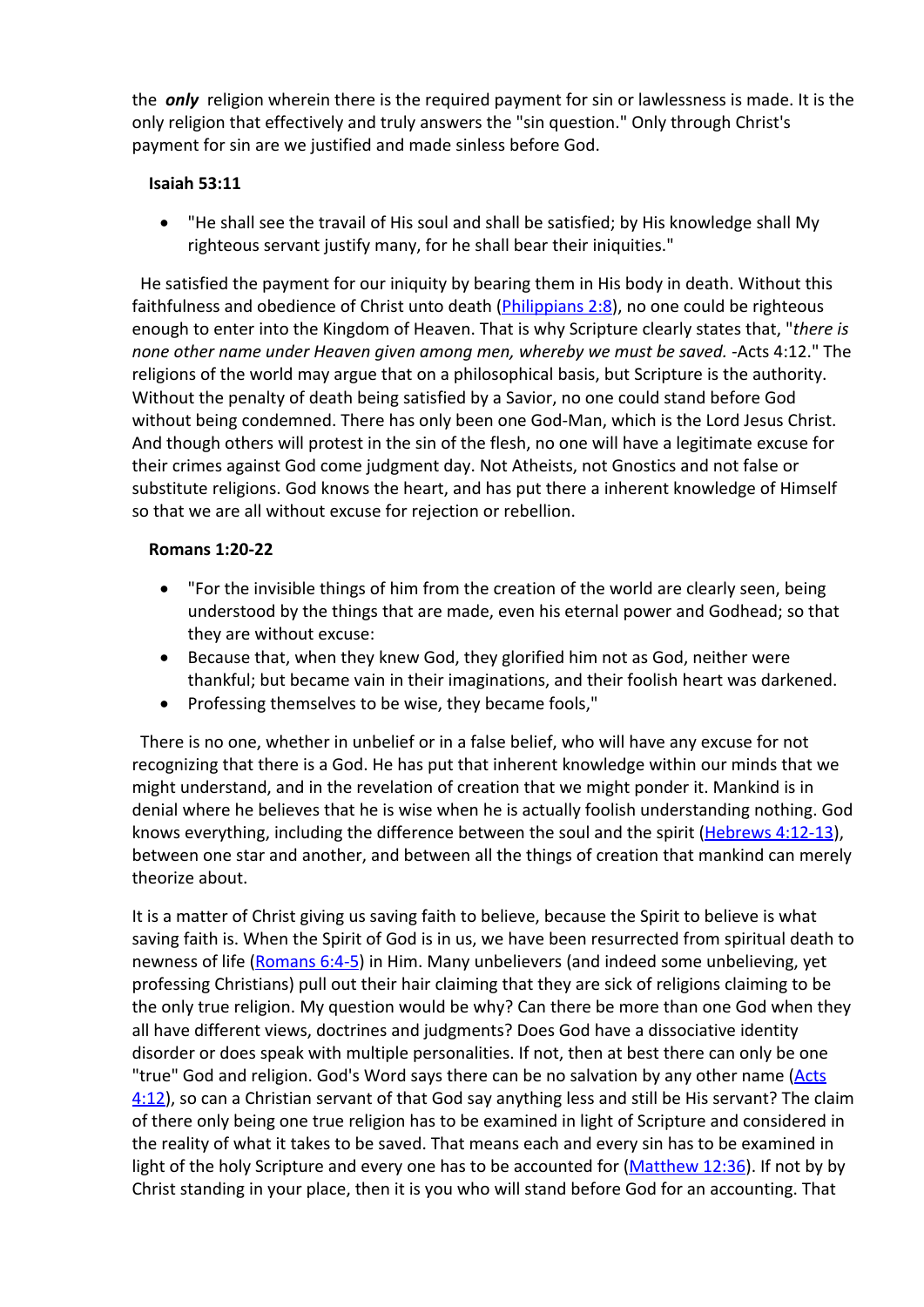the ***only*** religion wherein there is the required payment for sin or lawlessness is made. It is the only religion that effectively and truly answers the "sin question." Only through Christ's payment for sin are we justified and made sinless before God.

**Isaiah 53:11**

- "He shall see the travail of His soul and shall be satisfied; by His knowledge shall My righteous servant justify many, for he shall bear their iniquities."

He satisfied the payment for our iniquity by bearing them in His body in death. Without this faithfulness and obedience of Christ unto death ([Philippians 2:8]()), no one could be righteous enough to enter into the Kingdom of Heaven. That is why Scripture clearly states that, "*there is none other name under Heaven given among men, whereby we must be saved.* -Acts 4:12." The religions of the world may argue that on a philosophical basis, but Scripture is the authority. Without the penalty of death being satisfied by a Savior, no one could stand before God without being condemned. There has only been one God-Man, which is the Lord Jesus Christ. And though others will protest in the sin of the flesh, no one will have a legitimate excuse for their crimes against God come judgment day. Not Atheists, not Gnostics and not false or substitute religions. God knows the heart, and has put there a inherent knowledge of Himself so that we are all without excuse for rejection or rebellion.

**Romans 1:20-22**

- "For the invisible things of him from the creation of the world are clearly seen, being understood by the things that are made, even his eternal power and Godhead; so that they are without excuse:
- Because that, when they knew God, they glorified him not as God, neither were thankful; but became vain in their imaginations, and their foolish heart was darkened.
- Professing themselves to be wise, they became fools,"

There is no one, whether in unbelief or in a false belief, who will have any excuse for not recognizing that there is a God. He has put that inherent knowledge within our minds that we might understand, and in the revelation of creation that we might ponder it. Mankind is in denial where he believes that he is wise when he is actually foolish understanding nothing. God knows everything, including the difference between the soul and the spirit ([Hebrews 4:12-13]()), between one star and another, and between all the things of creation that mankind can merely theorize about.

It is a matter of Christ giving us saving faith to believe, because the Spirit to believe is what saving faith is. When the Spirit of God is in us, we have been resurrected from spiritual death to newness of life ([Romans 6:4-5]()) in Him. Many unbelievers (and indeed some unbelieving, yet professing Christians) pull out their hair claiming that they are sick of religions claiming to be the only true religion. My question would be why? Can there be more than one God when they all have different views, doctrines and judgments? Does God have a dissociative identity disorder or does speak with multiple personalities. If not, then at best there can only be one "true" God and religion. God's Word says there can be no salvation by any other name ([Acts 4:12]()), so can a Christian servant of that God say anything less and still be His servant? The claim of there only being one true religion has to be examined in light of Scripture and considered in the reality of what it takes to be saved. That means each and every sin has to be examined in light of the holy Scripture and every one has to be accounted for ([Matthew 12:36]()). If not by by Christ standing in your place, then it is you who will stand before God for an accounting. That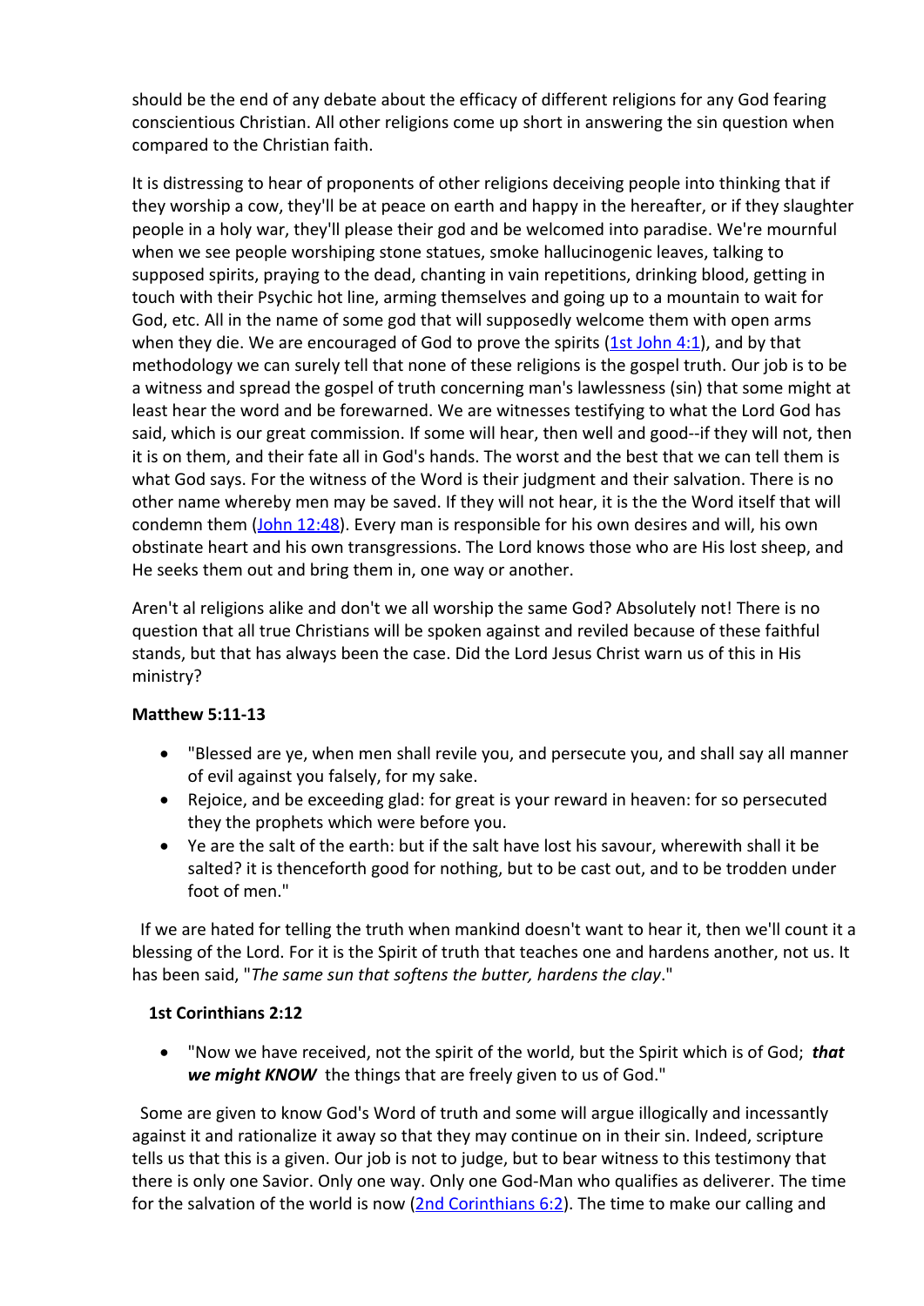should be the end of any debate about the efficacy of different religions for any God fearing conscientious Christian. All other religions come up short in answering the sin question when compared to the Christian faith.

It is distressing to hear of proponents of other religions deceiving people into thinking that if they worship a cow, they'll be at peace on earth and happy in the hereafter, or if they slaughter people in a holy war, they'll please their god and be welcomed into paradise. We're mournful when we see people worshiping stone statues, smoke hallucinogenic leaves, talking to supposed spirits, praying to the dead, chanting in vain repetitions, drinking blood, getting in touch with their Psychic hot line, arming themselves and going up to a mountain to wait for God, etc. All in the name of some god that will supposedly welcome them with open arms when they die. We are encouraged of God to prove the spirits ([1st John 4:1]()), and by that methodology we can surely tell that none of these religions is the gospel truth. Our job is to be a witness and spread the gospel of truth concerning man's lawlessness (sin) that some might at least hear the word and be forewarned. We are witnesses testifying to what the Lord God has said, which is our great commission. If some will hear, then well and good--if they will not, then it is on them, and their fate all in God's hands. The worst and the best that we can tell them is what God says. For the witness of the Word is their judgment and their salvation. There is no other name whereby men may be saved. If they will not hear, it is the the Word itself that will condemn them ([John 12:48]()). Every man is responsible for his own desires and will, his own obstinate heart and his own transgressions. The Lord knows those who are His lost sheep, and He seeks them out and bring them in, one way or another.

Aren't al religions alike and don't we all worship the same God? Absolutely not! There is no question that all true Christians will be spoken against and reviled because of these faithful stands, but that has always been the case. Did the Lord Jesus Christ warn us of this in His ministry?

**Matthew 5:11-13**

- "Blessed are ye, when men shall revile you, and persecute you, and shall say all manner of evil against you falsely, for my sake.
- Rejoice, and be exceeding glad: for great is your reward in heaven: for so persecuted they the prophets which were before you.
- Ye are the salt of the earth: but if the salt have lost his savour, wherewith shall it be salted? it is thenceforth good for nothing, but to be cast out, and to be trodden under foot of men."

If we are hated for telling the truth when mankind doesn't want to hear it, then we'll count it a blessing of the Lord. For it is the Spirit of truth that teaches one and hardens another, not us. It has been said, "*The same sun that softens the butter, hardens the clay*."

**1st Corinthians 2:12**

- "Now we have received, not the spirit of the world, but the Spirit which is of God; ***that we might KNOW*** the things that are freely given to us of God."

Some are given to know God's Word of truth and some will argue illogically and incessantly against it and rationalize it away so that they may continue on in their sin. Indeed, scripture tells us that this is a given. Our job is not to judge, but to bear witness to this testimony that there is only one Savior. Only one way. Only one God-Man who qualifies as deliverer. The time for the salvation of the world is now ([2nd Corinthians 6:2]()). The time to make our calling and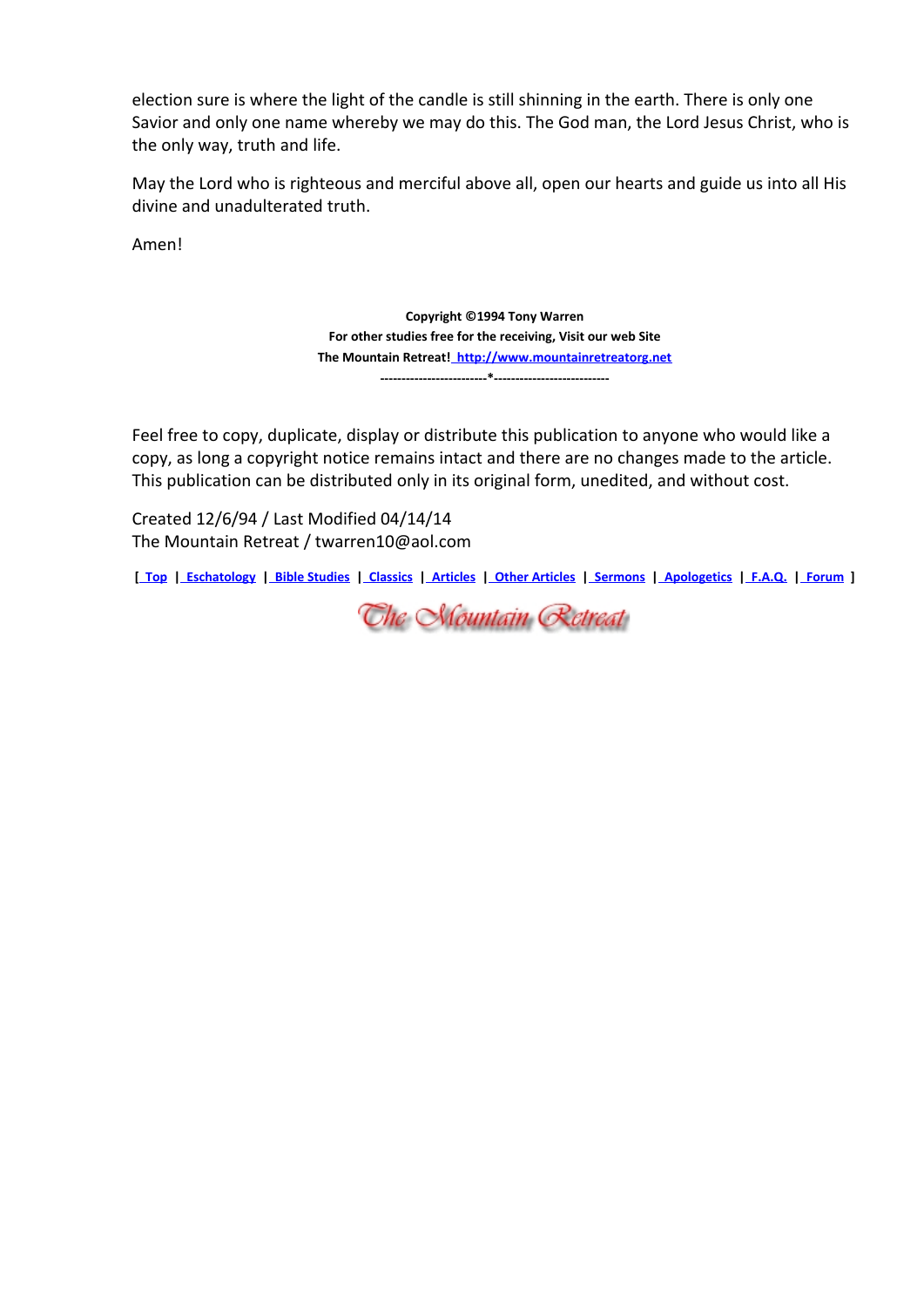election sure is where the light of the candle is still shinning in the earth. There is only one Savior and only one name whereby we may do this. The God man, the Lord Jesus Christ, who is the only way, truth and life.

May the Lord who is righteous and merciful above all, open our hearts and guide us into all His divine and unadulterated truth.

Amen!

**Copyright ©1994 Tony Warren**
**For other studies free for the receiving, Visit our web Site**
**The Mountain Retreat! http://www.mountainretreatorg.net**
**------------------------*---------------------------**

Feel free to copy, duplicate, display or distribute this publication to anyone who would like a copy, as long a copyright notice remains intact and there are no changes made to the article. This publication can be distributed only in its original form, unedited, and without cost.

Created 12/6/94 / Last Modified 04/14/14
The Mountain Retreat / twarren10@aol.com

**[ Top | Eschatology | Bible Studies | Classics | Articles | Other Articles | Sermons | Apologetics | F.A.Q. | Forum ]**

The Mountain Retreat